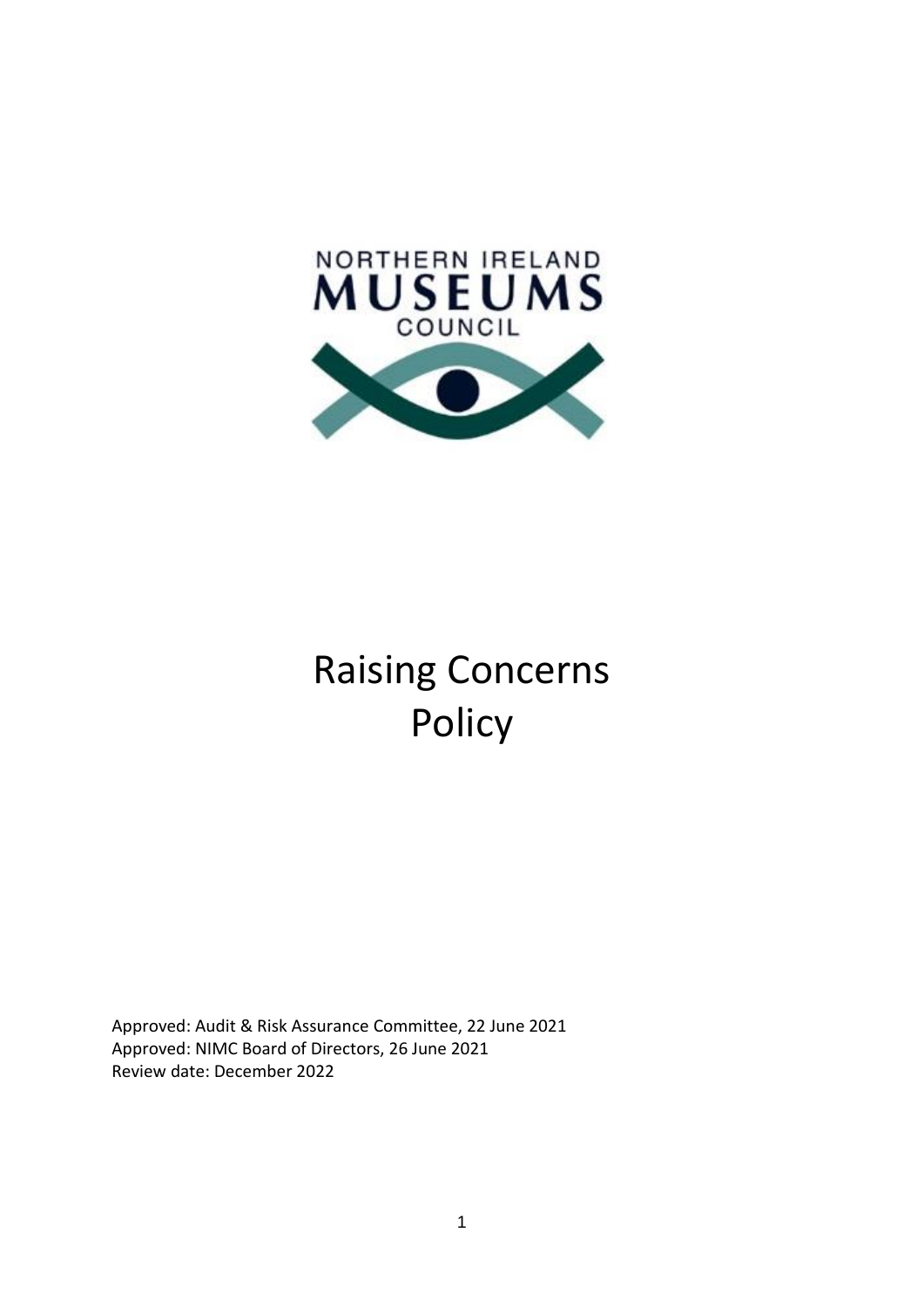NORTHERN IRELAND
MUSEUMS
COUNCIL

# Raising Concerns Policy

Approved: Audit & Risk Assurance Committee, 22 June 2021
Approved: NIMC Board of Directors, 26 June 2021
Review date: December 2022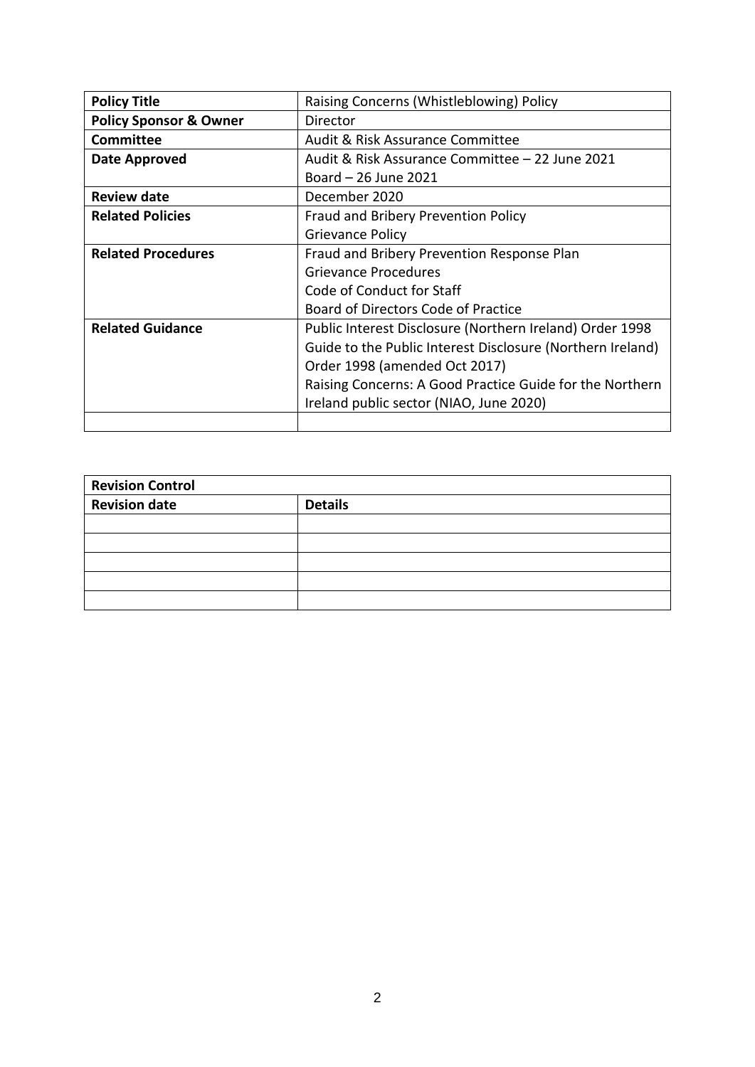| **Policy Title** | Raising Concerns (Whistleblowing) Policy |
|---|---|
| **Policy Sponsor & Owner** | Director |
| **Committee** | Audit & Risk Assurance Committee |
| **Date Approved** | Audit & Risk Assurance Committee – 22 June 2021<br>Board – 26 June 2021 |
| **Review date** | December 2020 |
| **Related Policies** | Fraud and Bribery Prevention Policy<br>Grievance Policy |
| **Related Procedures** | Fraud and Bribery Prevention Response Plan<br>Grievance Procedures<br>Code of Conduct for Staff<br>Board of Directors Code of Practice |
| **Related Guidance** | Public Interest Disclosure (Northern Ireland) Order 1998<br>Guide to the Public Interest Disclosure (Northern Ireland) Order 1998 (amended Oct 2017)<br>Raising Concerns: A Good Practice Guide for the Northern Ireland public sector (NIAO, June 2020) |
| | |

| **Revision Control** | |
|---|---|
| **Revision date** | **Details** |
| | |
| | |
| | |
| | |
| | |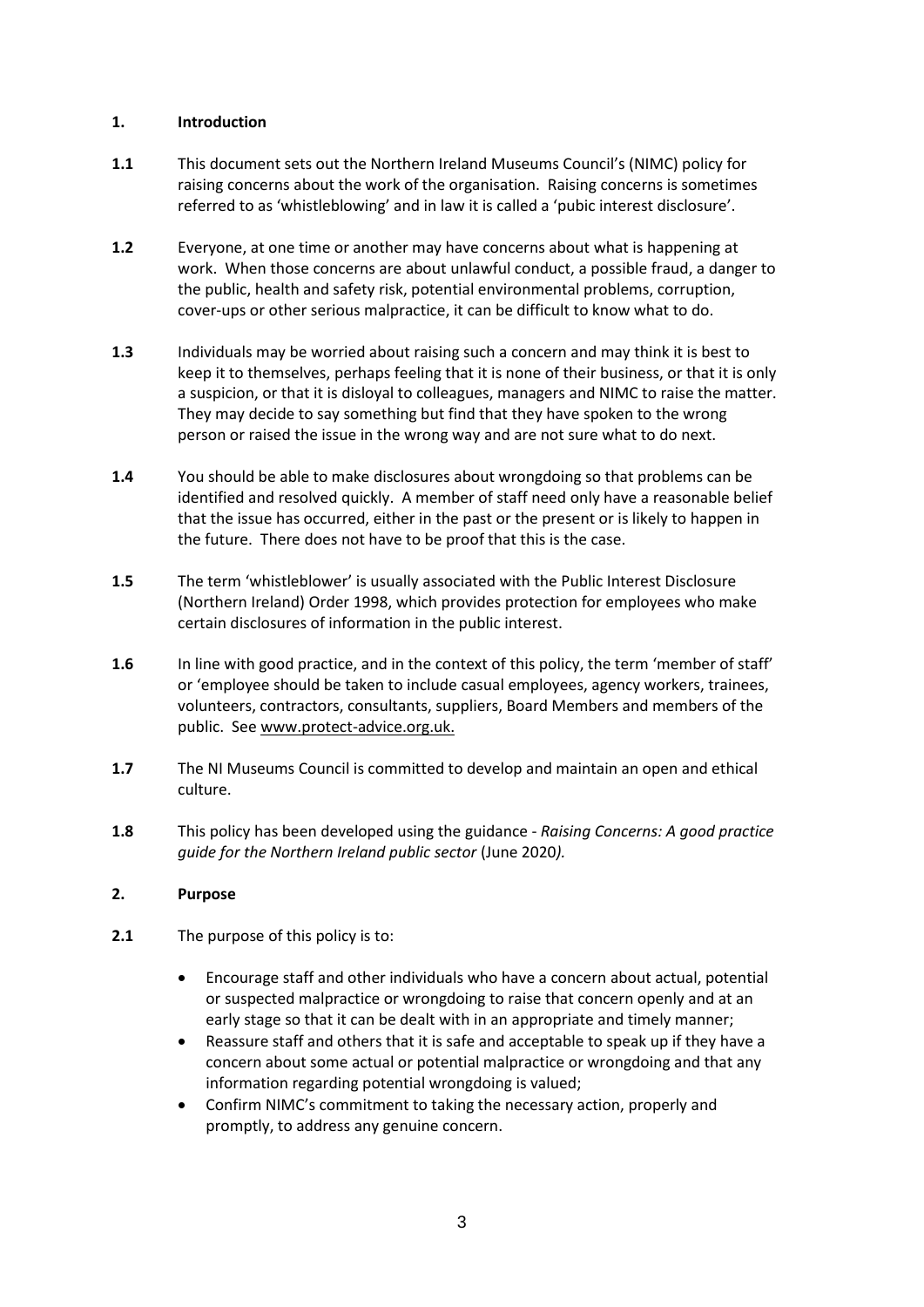## 1. Introduction

**1.1** This document sets out the Northern Ireland Museums Council's (NIMC) policy for raising concerns about the work of the organisation. Raising concerns is sometimes referred to as 'whistleblowing' and in law it is called a 'pubic interest disclosure'.

**1.2** Everyone, at one time or another may have concerns about what is happening at work. When those concerns are about unlawful conduct, a possible fraud, a danger to the public, health and safety risk, potential environmental problems, corruption, cover-ups or other serious malpractice, it can be difficult to know what to do.

**1.3** Individuals may be worried about raising such a concern and may think it is best to keep it to themselves, perhaps feeling that it is none of their business, or that it is only a suspicion, or that it is disloyal to colleagues, managers and NIMC to raise the matter. They may decide to say something but find that they have spoken to the wrong person or raised the issue in the wrong way and are not sure what to do next.

**1.4** You should be able to make disclosures about wrongdoing so that problems can be identified and resolved quickly. A member of staff need only have a reasonable belief that the issue has occurred, either in the past or the present or is likely to happen in the future. There does not have to be proof that this is the case.

**1.5** The term 'whistleblower' is usually associated with the Public Interest Disclosure (Northern Ireland) Order 1998, which provides protection for employees who make certain disclosures of information in the public interest.

**1.6** In line with good practice, and in the context of this policy, the term 'member of staff' or 'employee should be taken to include casual employees, agency workers, trainees, volunteers, contractors, consultants, suppliers, Board Members and members of the public. See www.protect-advice.org.uk.

**1.7** The NI Museums Council is committed to develop and maintain an open and ethical culture.

**1.8** This policy has been developed using the guidance - *Raising Concerns: A good practice guide for the Northern Ireland public sector* (June 2020*).*

## 2. Purpose

**2.1** The purpose of this policy is to:

- Encourage staff and other individuals who have a concern about actual, potential or suspected malpractice or wrongdoing to raise that concern openly and at an early stage so that it can be dealt with in an appropriate and timely manner;
- Reassure staff and others that it is safe and acceptable to speak up if they have a concern about some actual or potential malpractice or wrongdoing and that any information regarding potential wrongdoing is valued;
- Confirm NIMC's commitment to taking the necessary action, properly and promptly, to address any genuine concern.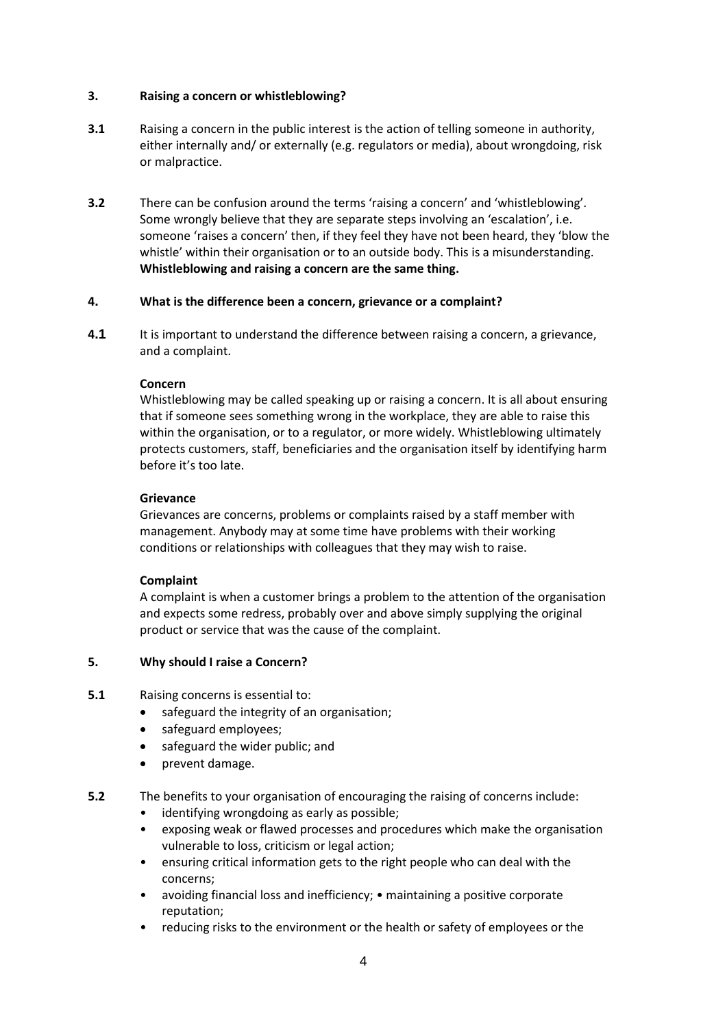## 3. Raising a concern or whistleblowing?

**3.1** Raising a concern in the public interest is the action of telling someone in authority, either internally and/ or externally (e.g. regulators or media), about wrongdoing, risk or malpractice.

**3.2** There can be confusion around the terms 'raising a concern' and 'whistleblowing'. Some wrongly believe that they are separate steps involving an 'escalation', i.e. someone 'raises a concern' then, if they feel they have not been heard, they 'blow the whistle' within their organisation or to an outside body. This is a misunderstanding. **Whistleblowing and raising a concern are the same thing.**

## 4. What is the difference been a concern, grievance or a complaint?

**4.1** It is important to understand the difference between raising a concern, a grievance, and a complaint.

**Concern**

Whistleblowing may be called speaking up or raising a concern. It is all about ensuring that if someone sees something wrong in the workplace, they are able to raise this within the organisation, or to a regulator, or more widely. Whistleblowing ultimately protects customers, staff, beneficiaries and the organisation itself by identifying harm before it's too late.

**Grievance**

Grievances are concerns, problems or complaints raised by a staff member with management. Anybody may at some time have problems with their working conditions or relationships with colleagues that they may wish to raise.

**Complaint**

A complaint is when a customer brings a problem to the attention of the organisation and expects some redress, probably over and above simply supplying the original product or service that was the cause of the complaint.

## 5. Why should I raise a Concern?

**5.1** Raising concerns is essential to:

- safeguard the integrity of an organisation;
- safeguard employees;
- safeguard the wider public; and
- prevent damage.

**5.2** The benefits to your organisation of encouraging the raising of concerns include:

- identifying wrongdoing as early as possible;
- exposing weak or flawed processes and procedures which make the organisation vulnerable to loss, criticism or legal action;
- ensuring critical information gets to the right people who can deal with the concerns;
- avoiding financial loss and inefficiency; • maintaining a positive corporate reputation;
- reducing risks to the environment or the health or safety of employees or the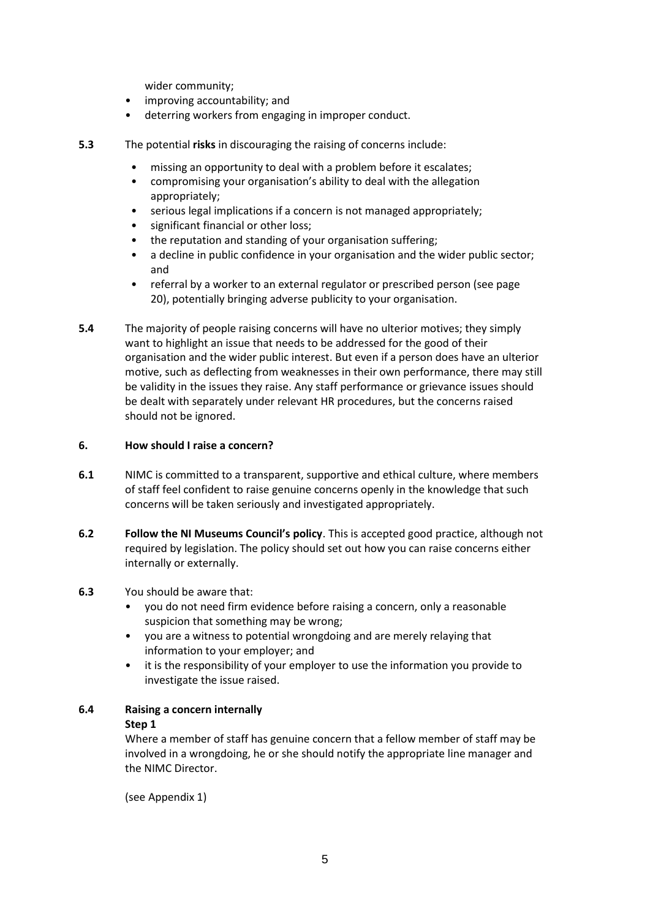wider community;
- improving accountability; and
- deterring workers from engaging in improper conduct.

**5.3** The potential **risks** in discouraging the raising of concerns include:

- missing an opportunity to deal with a problem before it escalates;
- compromising your organisation's ability to deal with the allegation appropriately;
- serious legal implications if a concern is not managed appropriately;
- significant financial or other loss;
- the reputation and standing of your organisation suffering;
- a decline in public confidence in your organisation and the wider public sector; and
- referral by a worker to an external regulator or prescribed person (see page 20), potentially bringing adverse publicity to your organisation.

**5.4** The majority of people raising concerns will have no ulterior motives; they simply want to highlight an issue that needs to be addressed for the good of their organisation and the wider public interest. But even if a person does have an ulterior motive, such as deflecting from weaknesses in their own performance, there may still be validity in the issues they raise. Any staff performance or grievance issues should be dealt with separately under relevant HR procedures, but the concerns raised should not be ignored.

## 6. How should I raise a concern?

**6.1** NIMC is committed to a transparent, supportive and ethical culture, where members of staff feel confident to raise genuine concerns openly in the knowledge that such concerns will be taken seriously and investigated appropriately.

**6.2** **Follow the NI Museums Council's policy**. This is accepted good practice, although not required by legislation. The policy should set out how you can raise concerns either internally or externally.

**6.3** You should be aware that:

- you do not need firm evidence before raising a concern, only a reasonable suspicion that something may be wrong;
- you are a witness to potential wrongdoing and are merely relaying that information to your employer; and
- it is the responsibility of your employer to use the information you provide to investigate the issue raised.

**6.4** **Raising a concern internally**

**Step 1**

Where a member of staff has genuine concern that a fellow member of staff may be involved in a wrongdoing, he or she should notify the appropriate line manager and the NIMC Director.

(see Appendix 1)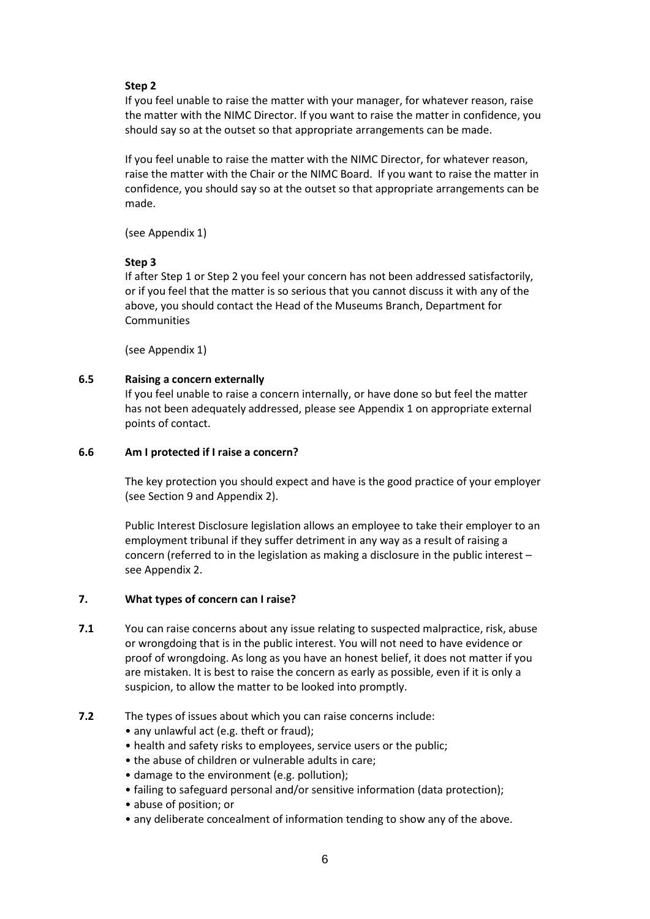**Step 2**

If you feel unable to raise the matter with your manager, for whatever reason, raise the matter with the NIMC Director. If you want to raise the matter in confidence, you should say so at the outset so that appropriate arrangements can be made.

If you feel unable to raise the matter with the NIMC Director, for whatever reason, raise the matter with the Chair or the NIMC Board. If you want to raise the matter in confidence, you should say so at the outset so that appropriate arrangements can be made.

(see Appendix 1)

**Step 3**

If after Step 1 or Step 2 you feel your concern has not been addressed satisfactorily, or if you feel that the matter is so serious that you cannot discuss it with any of the above, you should contact the Head of the Museums Branch, Department for Communities

(see Appendix 1)

### 6.5 Raising a concern externally

If you feel unable to raise a concern internally, or have done so but feel the matter has not been adequately addressed, please see Appendix 1 on appropriate external points of contact.

### 6.6 Am I protected if I raise a concern?

The key protection you should expect and have is the good practice of your employer (see Section 9 and Appendix 2).

Public Interest Disclosure legislation allows an employee to take their employer to an employment tribunal if they suffer detriment in any way as a result of raising a concern (referred to in the legislation as making a disclosure in the public interest – see Appendix 2.

## 7. What types of concern can I raise?

**7.1** You can raise concerns about any issue relating to suspected malpractice, risk, abuse or wrongdoing that is in the public interest. You will not need to have evidence or proof of wrongdoing. As long as you have an honest belief, it does not matter if you are mistaken. It is best to raise the concern as early as possible, even if it is only a suspicion, to allow the matter to be looked into promptly.

**7.2** The types of issues about which you can raise concerns include:

- any unlawful act (e.g. theft or fraud);
- health and safety risks to employees, service users or the public;
- the abuse of children or vulnerable adults in care;
- damage to the environment (e.g. pollution);
- failing to safeguard personal and/or sensitive information (data protection);
- abuse of position; or
- any deliberate concealment of information tending to show any of the above.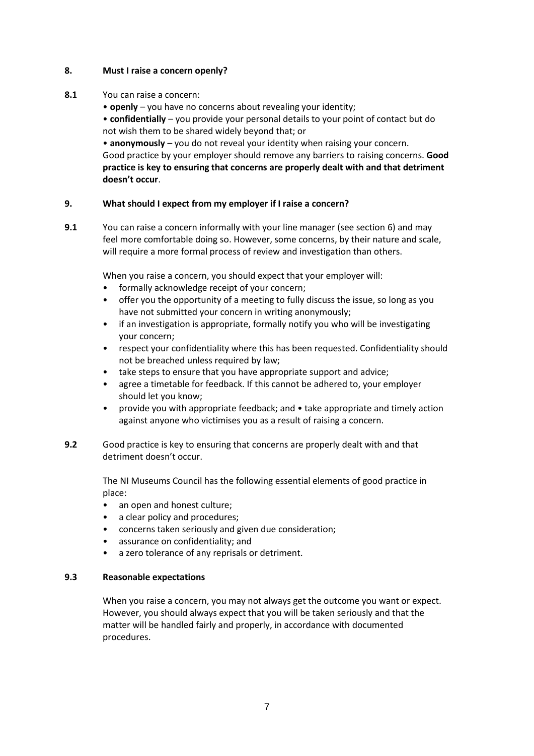## 8. Must I raise a concern openly?

**8.1** You can raise a concern:

- **openly** – you have no concerns about revealing your identity;
- **confidentially** – you provide your personal details to your point of contact but do not wish them to be shared widely beyond that; or
- **anonymously** – you do not reveal your identity when raising your concern.

Good practice by your employer should remove any barriers to raising concerns. **Good practice is key to ensuring that concerns are properly dealt with and that detriment doesn't occur**.

## 9. What should I expect from my employer if I raise a concern?

**9.1** You can raise a concern informally with your line manager (see section 6) and may feel more comfortable doing so. However, some concerns, by their nature and scale, will require a more formal process of review and investigation than others.

When you raise a concern, you should expect that your employer will:

- formally acknowledge receipt of your concern;
- offer you the opportunity of a meeting to fully discuss the issue, so long as you have not submitted your concern in writing anonymously;
- if an investigation is appropriate, formally notify you who will be investigating your concern;
- respect your confidentiality where this has been requested. Confidentiality should not be breached unless required by law;
- take steps to ensure that you have appropriate support and advice;
- agree a timetable for feedback. If this cannot be adhered to, your employer should let you know;
- provide you with appropriate feedback; and • take appropriate and timely action against anyone who victimises you as a result of raising a concern.

**9.2** Good practice is key to ensuring that concerns are properly dealt with and that detriment doesn't occur.

The NI Museums Council has the following essential elements of good practice in place:

- an open and honest culture;
- a clear policy and procedures;
- concerns taken seriously and given due consideration;
- assurance on confidentiality; and
- a zero tolerance of any reprisals or detriment.

### 9.3 Reasonable expectations

When you raise a concern, you may not always get the outcome you want or expect. However, you should always expect that you will be taken seriously and that the matter will be handled fairly and properly, in accordance with documented procedures.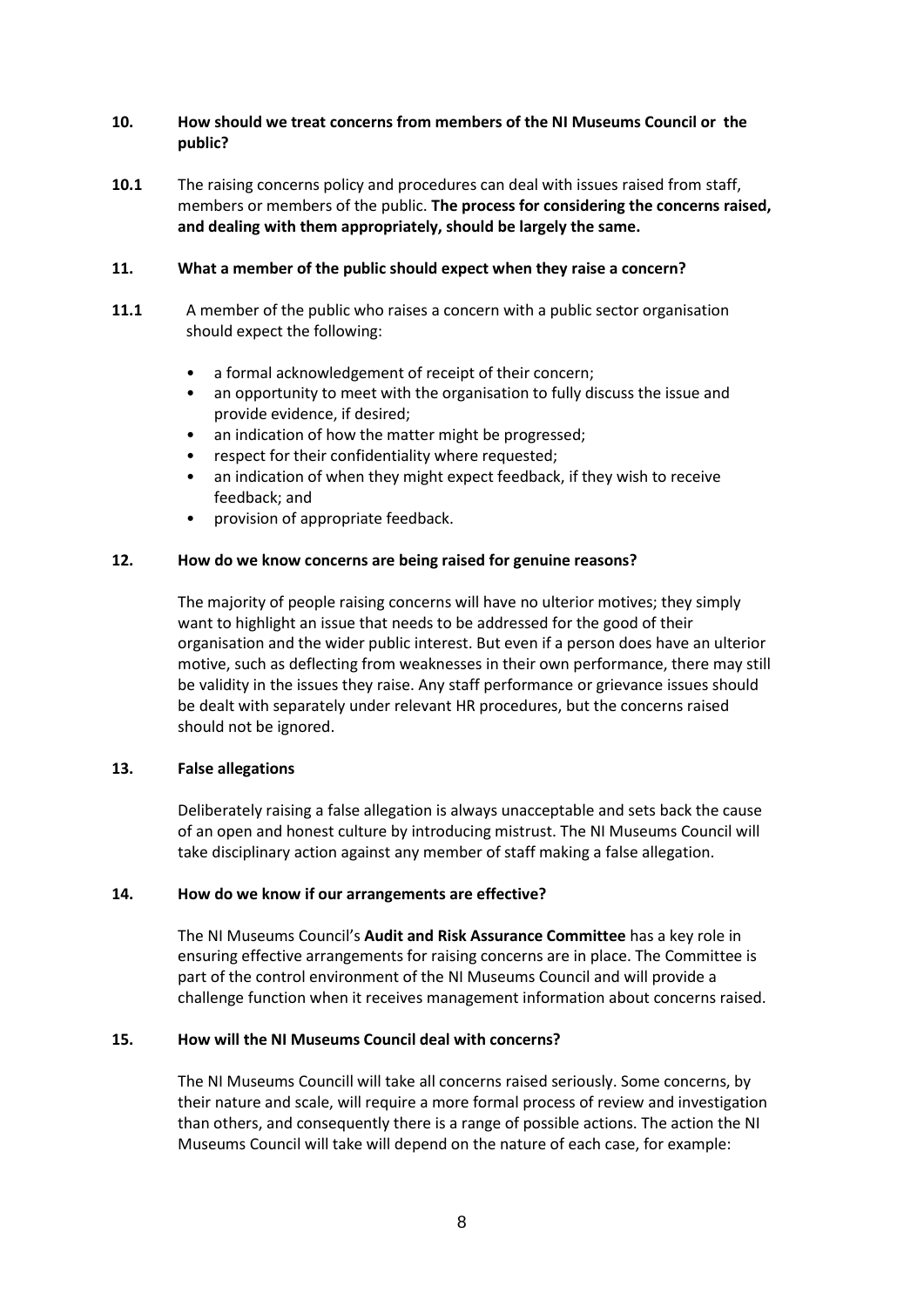## 10. How should we treat concerns from members of the NI Museums Council or the public?

**10.1** The raising concerns policy and procedures can deal with issues raised from staff, members or members of the public. **The process for considering the concerns raised, and dealing with them appropriately, should be largely the same.**

## 11. What a member of the public should expect when they raise a concern?

**11.1** A member of the public who raises a concern with a public sector organisation should expect the following:

- a formal acknowledgement of receipt of their concern;
- an opportunity to meet with the organisation to fully discuss the issue and provide evidence, if desired;
- an indication of how the matter might be progressed;
- respect for their confidentiality where requested;
- an indication of when they might expect feedback, if they wish to receive feedback; and
- provision of appropriate feedback.

## 12. How do we know concerns are being raised for genuine reasons?

The majority of people raising concerns will have no ulterior motives; they simply want to highlight an issue that needs to be addressed for the good of their organisation and the wider public interest. But even if a person does have an ulterior motive, such as deflecting from weaknesses in their own performance, there may still be validity in the issues they raise. Any staff performance or grievance issues should be dealt with separately under relevant HR procedures, but the concerns raised should not be ignored.

## 13. False allegations

Deliberately raising a false allegation is always unacceptable and sets back the cause of an open and honest culture by introducing mistrust. The NI Museums Council will take disciplinary action against any member of staff making a false allegation.

## 14. How do we know if our arrangements are effective?

The NI Museums Council's **Audit and Risk Assurance Committee** has a key role in ensuring effective arrangements for raising concerns are in place. The Committee is part of the control environment of the NI Museums Council and will provide a challenge function when it receives management information about concerns raised.

## 15. How will the NI Museums Council deal with concerns?

The NI Museums Councill will take all concerns raised seriously. Some concerns, by their nature and scale, will require a more formal process of review and investigation than others, and consequently there is a range of possible actions. The action the NI Museums Council will take will depend on the nature of each case, for example: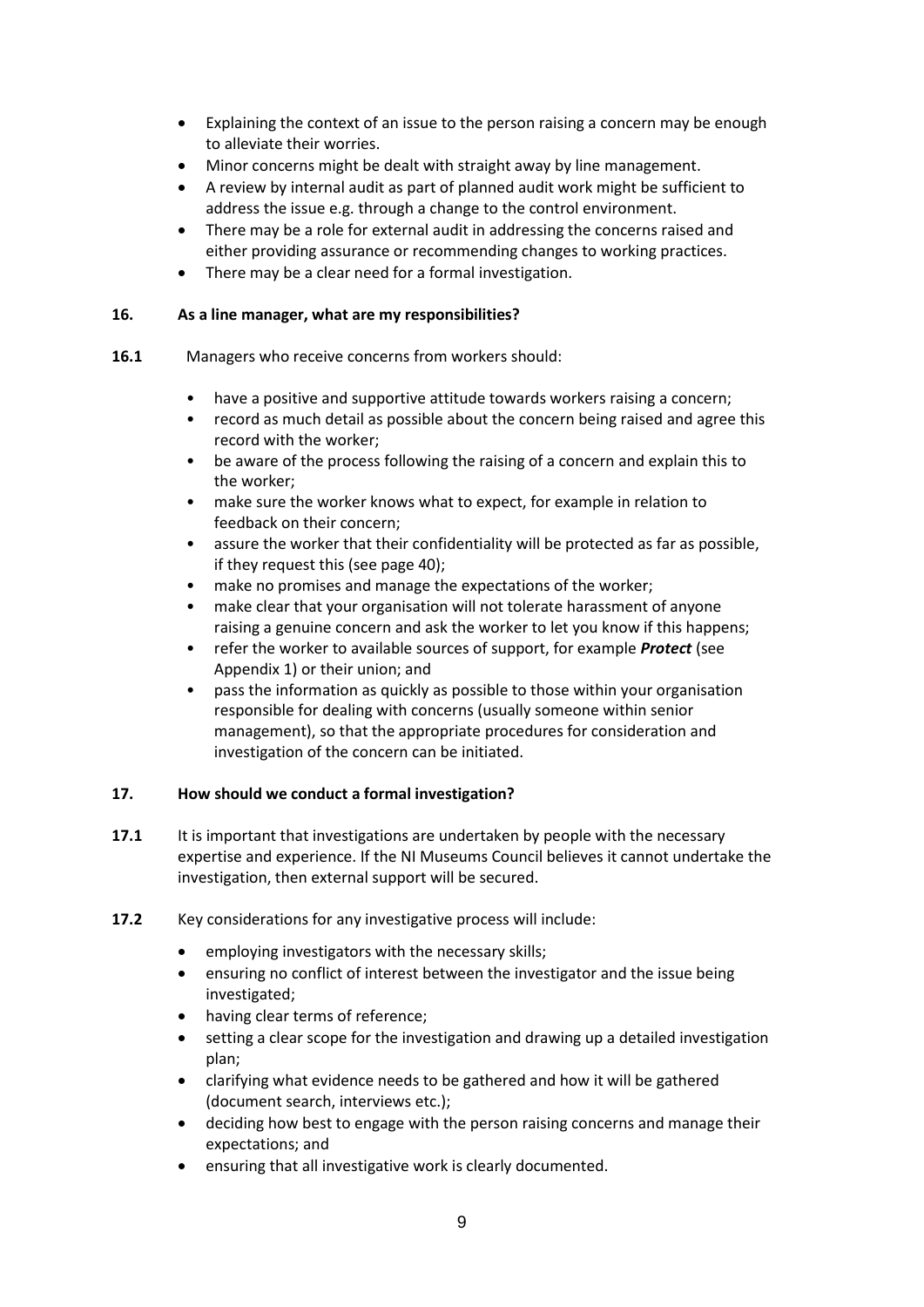- Explaining the context of an issue to the person raising a concern may be enough to alleviate their worries.
- Minor concerns might be dealt with straight away by line management.
- A review by internal audit as part of planned audit work might be sufficient to address the issue e.g. through a change to the control environment.
- There may be a role for external audit in addressing the concerns raised and either providing assurance or recommending changes to working practices.
- There may be a clear need for a formal investigation.

## 16. As a line manager, what are my responsibilities?

**16.1** Managers who receive concerns from workers should:

- have a positive and supportive attitude towards workers raising a concern;
- record as much detail as possible about the concern being raised and agree this record with the worker;
- be aware of the process following the raising of a concern and explain this to the worker;
- make sure the worker knows what to expect, for example in relation to feedback on their concern;
- assure the worker that their confidentiality will be protected as far as possible, if they request this (see page 40);
- make no promises and manage the expectations of the worker;
- make clear that your organisation will not tolerate harassment of anyone raising a genuine concern and ask the worker to let you know if this happens;
- refer the worker to available sources of support, for example ***Protect*** (see Appendix 1) or their union; and
- pass the information as quickly as possible to those within your organisation responsible for dealing with concerns (usually someone within senior management), so that the appropriate procedures for consideration and investigation of the concern can be initiated.

## 17. How should we conduct a formal investigation?

**17.1** It is important that investigations are undertaken by people with the necessary expertise and experience. If the NI Museums Council believes it cannot undertake the investigation, then external support will be secured.

**17.2** Key considerations for any investigative process will include:

- employing investigators with the necessary skills;
- ensuring no conflict of interest between the investigator and the issue being investigated;
- having clear terms of reference;
- setting a clear scope for the investigation and drawing up a detailed investigation plan;
- clarifying what evidence needs to be gathered and how it will be gathered (document search, interviews etc.);
- deciding how best to engage with the person raising concerns and manage their expectations; and
- ensuring that all investigative work is clearly documented.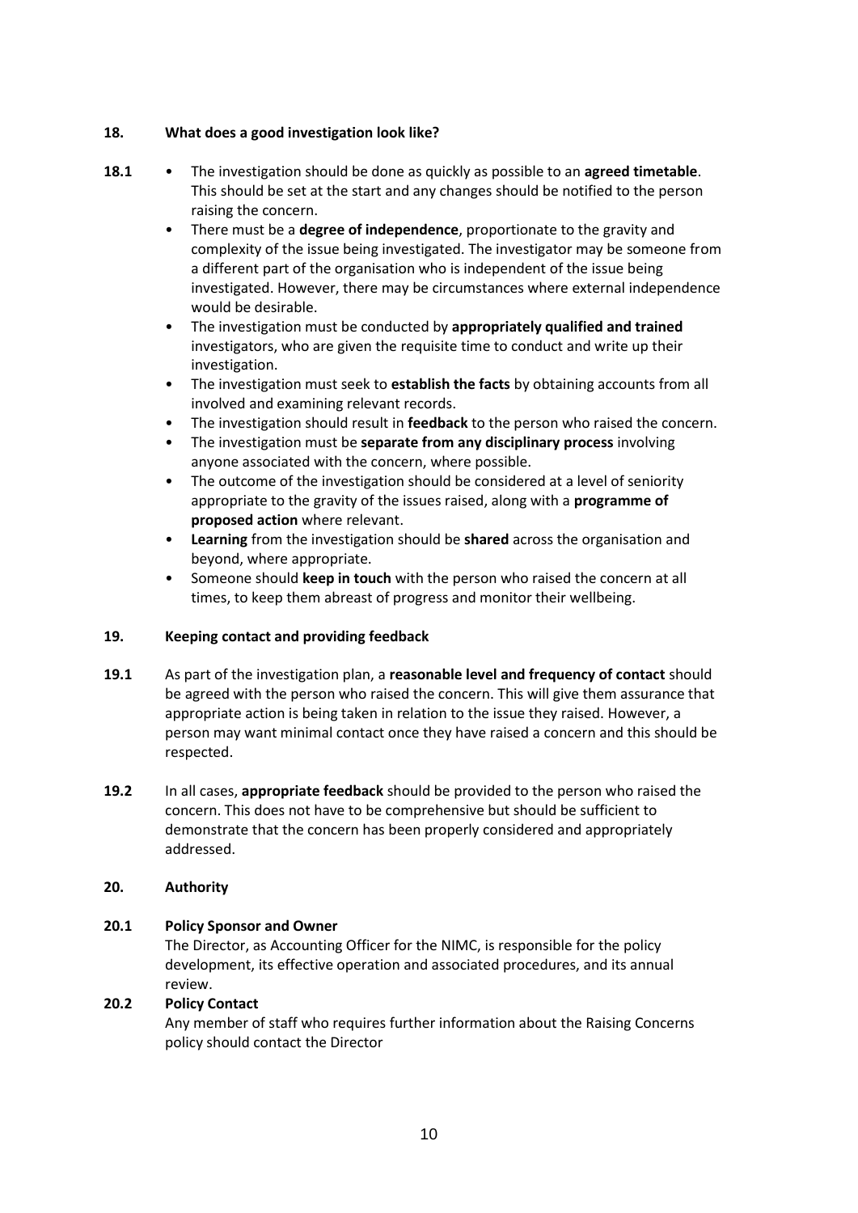## 18. What does a good investigation look like?

**18.1**

- The investigation should be done as quickly as possible to an **agreed timetable**. This should be set at the start and any changes should be notified to the person raising the concern.
- There must be a **degree of independence**, proportionate to the gravity and complexity of the issue being investigated. The investigator may be someone from a different part of the organisation who is independent of the issue being investigated. However, there may be circumstances where external independence would be desirable.
- The investigation must be conducted by **appropriately qualified and trained** investigators, who are given the requisite time to conduct and write up their investigation.
- The investigation must seek to **establish the facts** by obtaining accounts from all involved and examining relevant records.
- The investigation should result in **feedback** to the person who raised the concern.
- The investigation must be **separate from any disciplinary process** involving anyone associated with the concern, where possible.
- The outcome of the investigation should be considered at a level of seniority appropriate to the gravity of the issues raised, along with a **programme of proposed action** where relevant.
- **Learning** from the investigation should be **shared** across the organisation and beyond, where appropriate.
- Someone should **keep in touch** with the person who raised the concern at all times, to keep them abreast of progress and monitor their wellbeing.

## 19. Keeping contact and providing feedback

**19.1** As part of the investigation plan, a **reasonable level and frequency of contact** should be agreed with the person who raised the concern. This will give them assurance that appropriate action is being taken in relation to the issue they raised. However, a person may want minimal contact once they have raised a concern and this should be respected.

**19.2** In all cases, **appropriate feedback** should be provided to the person who raised the concern. This does not have to be comprehensive but should be sufficient to demonstrate that the concern has been properly considered and appropriately addressed.

## 20. Authority

**20.1 Policy Sponsor and Owner**

The Director, as Accounting Officer for the NIMC, is responsible for the policy development, its effective operation and associated procedures, and its annual review.

**20.2 Policy Contact**

Any member of staff who requires further information about the Raising Concerns policy should contact the Director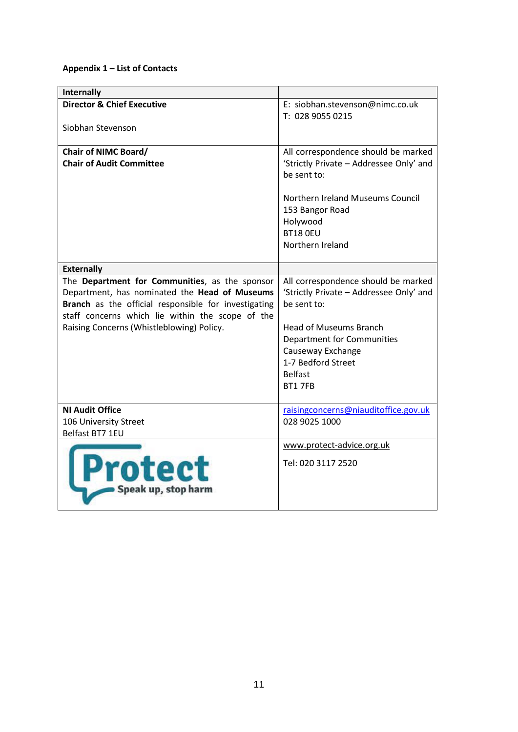**Appendix 1 – List of Contacts**

| **Internally** | |
|---|---|
| **Director & Chief Executive**<br><br>Siobhan Stevenson | E: siobhan.stevenson@nimc.co.uk<br>T: 028 9055 0215 |
| **Chair of NIMC Board/**<br>**Chair of Audit Committee** | All correspondence should be marked 'Strictly Private – Addressee Only' and be sent to:<br><br>Northern Ireland Museums Council<br>153 Bangor Road<br>Holywood<br>BT18 0EU<br>Northern Ireland |
| **Externally** | |
| The **Department for Communities**, as the sponsor Department, has nominated the **Head of Museums Branch** as the official responsible for investigating staff concerns which lie within the scope of the Raising Concerns (Whistleblowing) Policy. | All correspondence should be marked 'Strictly Private – Addressee Only' and be sent to:<br><br>Head of Museums Branch<br>Department for Communities<br>Causeway Exchange<br>1-7 Bedford Street<br>Belfast<br>BT1 7FB |
| **NI Audit Office**<br>106 University Street<br>Belfast BT7 1EU | raisingconcerns@niauditoffice.gov.uk<br>028 9025 1000 |
| Protect<br>Speak up, stop harm | www.protect-advice.org.uk<br><br>Tel: 020 3117 2520 |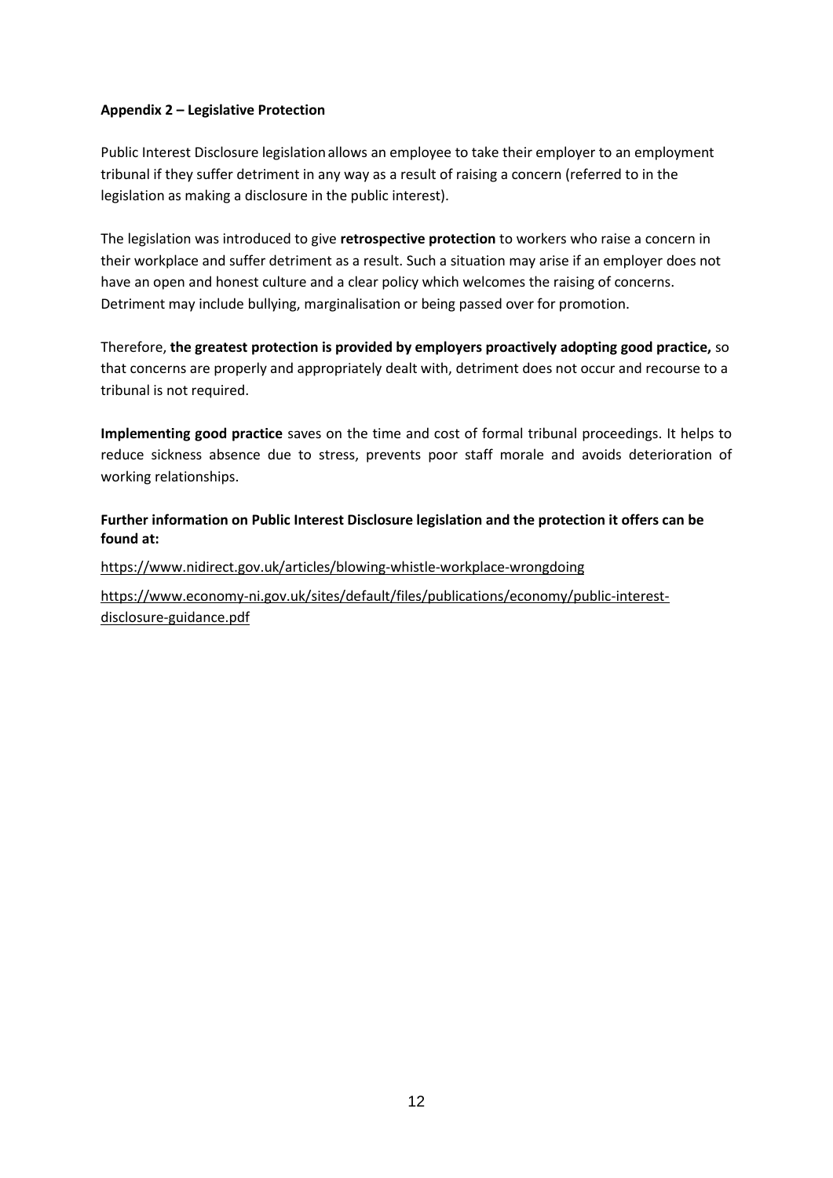**Appendix 2 – Legislative Protection**

Public Interest Disclosure legislation allows an employee to take their employer to an employment tribunal if they suffer detriment in any way as a result of raising a concern (referred to in the legislation as making a disclosure in the public interest).

The legislation was introduced to give **retrospective protection** to workers who raise a concern in their workplace and suffer detriment as a result. Such a situation may arise if an employer does not have an open and honest culture and a clear policy which welcomes the raising of concerns. Detriment may include bullying, marginalisation or being passed over for promotion.

Therefore, **the greatest protection is provided by employers proactively adopting good practice,** so that concerns are properly and appropriately dealt with, detriment does not occur and recourse to a tribunal is not required.

**Implementing good practice** saves on the time and cost of formal tribunal proceedings. It helps to reduce sickness absence due to stress, prevents poor staff morale and avoids deterioration of working relationships.

**Further information on Public Interest Disclosure legislation and the protection it offers can be found at:**

https://www.nidirect.gov.uk/articles/blowing-whistle-workplace-wrongdoing

https://www.economy-ni.gov.uk/sites/default/files/publications/economy/public-interest-disclosure-guidance.pdf